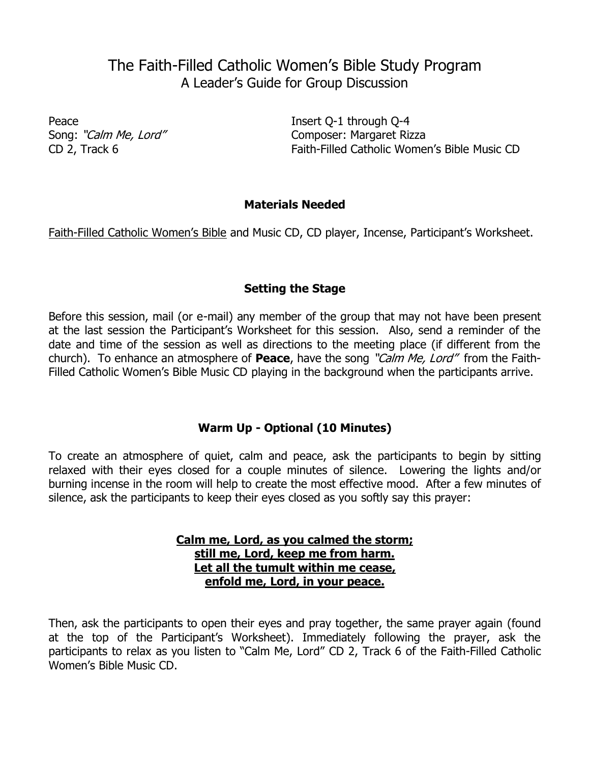# The Faith-Filled Catholic Women's Bible Study Program

## A Leader's Guide for Group Discussion

Peace
Song: *"Calm Me, Lord"*
CD 2, Track 6

Insert Q-1 through Q-4
Composer: Margaret Rizza
Faith-Filled Catholic Women's Bible Music CD

### Materials Needed

Faith-Filled Catholic Women's Bible and Music CD, CD player, Incense, Participant's Worksheet.

### Setting the Stage

Before this session, mail (or e-mail) any member of the group that may not have been present at the last session the Participant's Worksheet for this session. Also, send a reminder of the date and time of the session as well as directions to the meeting place (if different from the church). To enhance an atmosphere of **Peace**, have the song *"Calm Me, Lord"* from the Faith-Filled Catholic Women's Bible Music CD playing in the background when the participants arrive.

### Warm Up - Optional (10 Minutes)

To create an atmosphere of quiet, calm and peace, ask the participants to begin by sitting relaxed with their eyes closed for a couple minutes of silence. Lowering the lights and/or burning incense in the room will help to create the most effective mood. After a few minutes of silence, ask the participants to keep their eyes closed as you softly say this prayer:

**Calm me, Lord, as you calmed the storm;**
**still me, Lord, keep me from harm.**
**Let all the tumult within me cease,**
**enfold me, Lord, in your peace.**

Then, ask the participants to open their eyes and pray together, the same prayer again (found at the top of the Participant's Worksheet). Immediately following the prayer, ask the participants to relax as you listen to "Calm Me, Lord" CD 2, Track 6 of the Faith-Filled Catholic Women's Bible Music CD.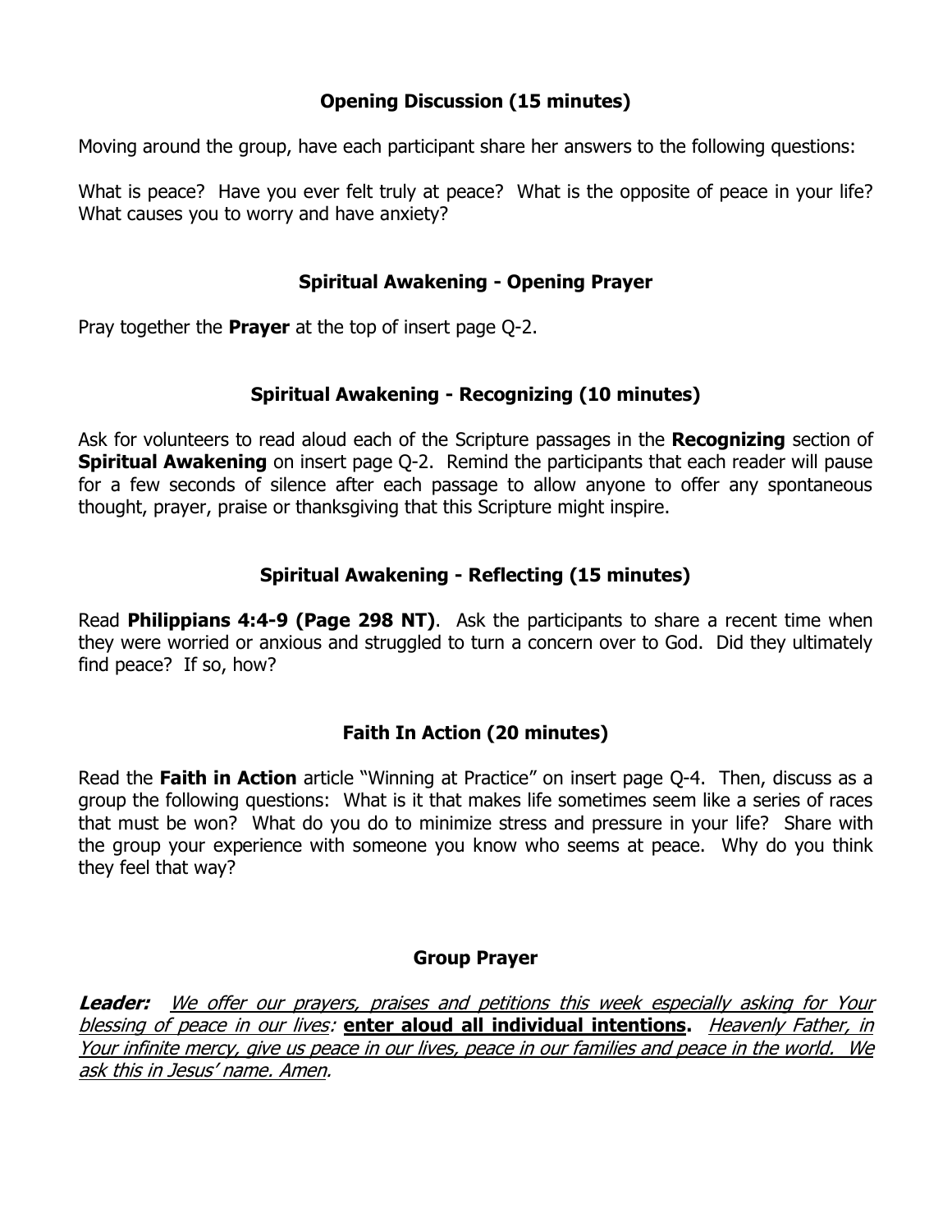## Opening Discussion (15 minutes)

Moving around the group, have each participant share her answers to the following questions:

What is peace? Have you ever felt truly at peace? What is the opposite of peace in your life? What causes you to worry and have anxiety?

## Spiritual Awakening - Opening Prayer

Pray together the **Prayer** at the top of insert page Q-2.

## Spiritual Awakening - Recognizing (10 minutes)

Ask for volunteers to read aloud each of the Scripture passages in the **Recognizing** section of **Spiritual Awakening** on insert page Q-2. Remind the participants that each reader will pause for a few seconds of silence after each passage to allow anyone to offer any spontaneous thought, prayer, praise or thanksgiving that this Scripture might inspire.

## Spiritual Awakening - Reflecting (15 minutes)

Read **Philippians 4:4-9 (Page 298 NT)**. Ask the participants to share a recent time when they were worried or anxious and struggled to turn a concern over to God. Did they ultimately find peace? If so, how?

## Faith In Action (20 minutes)

Read the **Faith in Action** article "Winning at Practice" on insert page Q-4. Then, discuss as a group the following questions: What is it that makes life sometimes seem like a series of races that must be won? What do you do to minimize stress and pressure in your life? Share with the group your experience with someone you know who seems at peace. Why do you think they feel that way?

## Group Prayer

***Leader:*** *We offer our prayers, praises and petitions this week especially asking for Your blessing of peace in our lives:* **enter aloud all individual intentions.** *Heavenly Father, in Your infinite mercy, give us peace in our lives, peace in our families and peace in the world. We ask this in Jesus' name. Amen.*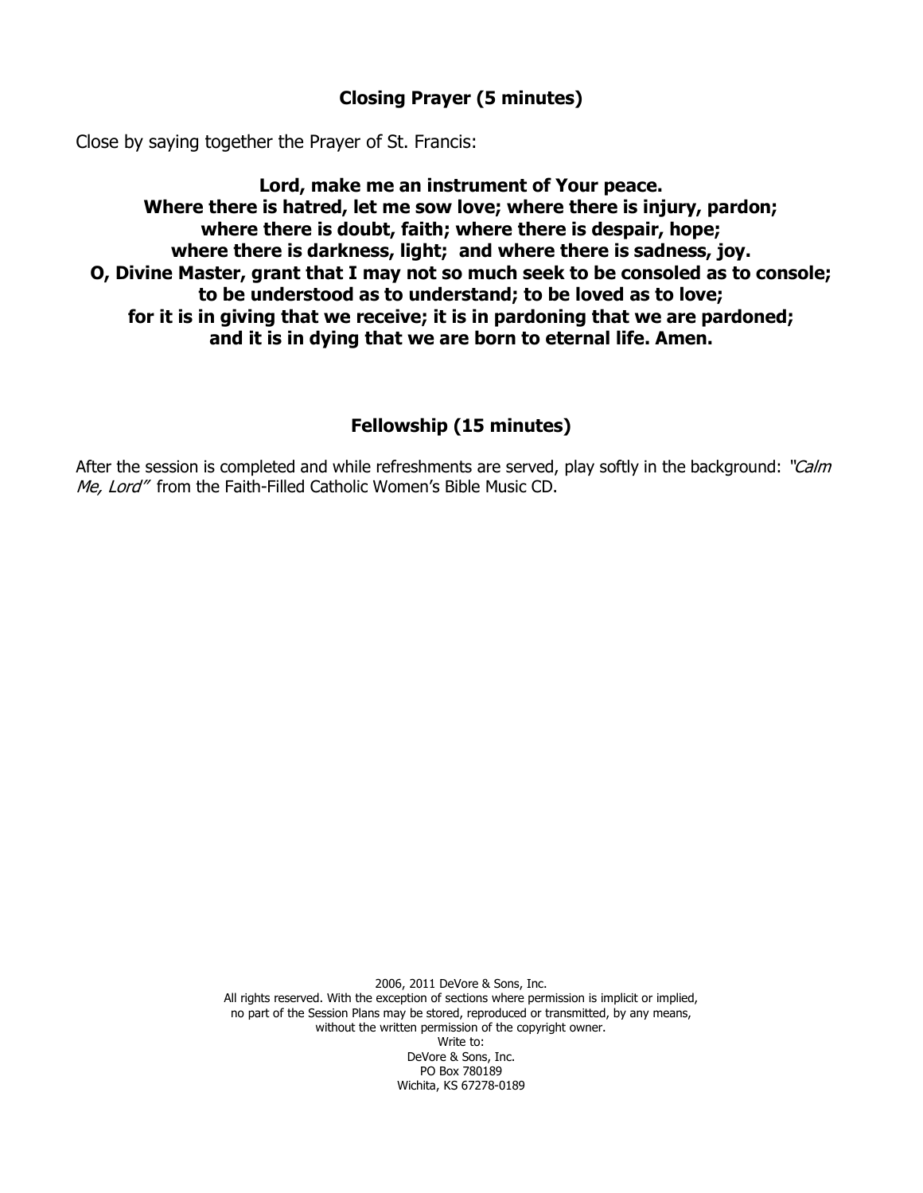## Closing Prayer (5 minutes)

Close by saying together the Prayer of St. Francis:

**Lord, make me an instrument of Your peace.**
**Where there is hatred, let me sow love; where there is injury, pardon;**
**where there is doubt, faith; where there is despair, hope;**
**where there is darkness, light; and where there is sadness, joy.**
**O, Divine Master, grant that I may not so much seek to be consoled as to console;**
**to be understood as to understand; to be loved as to love;**
**for it is in giving that we receive; it is in pardoning that we are pardoned;**
**and it is in dying that we are born to eternal life. Amen.**

## Fellowship (15 minutes)

After the session is completed and while refreshments are served, play softly in the background: *"Calm Me, Lord"* from the Faith-Filled Catholic Women's Bible Music CD.

2006, 2011 DeVore & Sons, Inc.
All rights reserved. With the exception of sections where permission is implicit or implied, no part of the Session Plans may be stored, reproduced or transmitted, by any means, without the written permission of the copyright owner.
Write to:
DeVore & Sons, Inc.
PO Box 780189
Wichita, KS 67278-0189